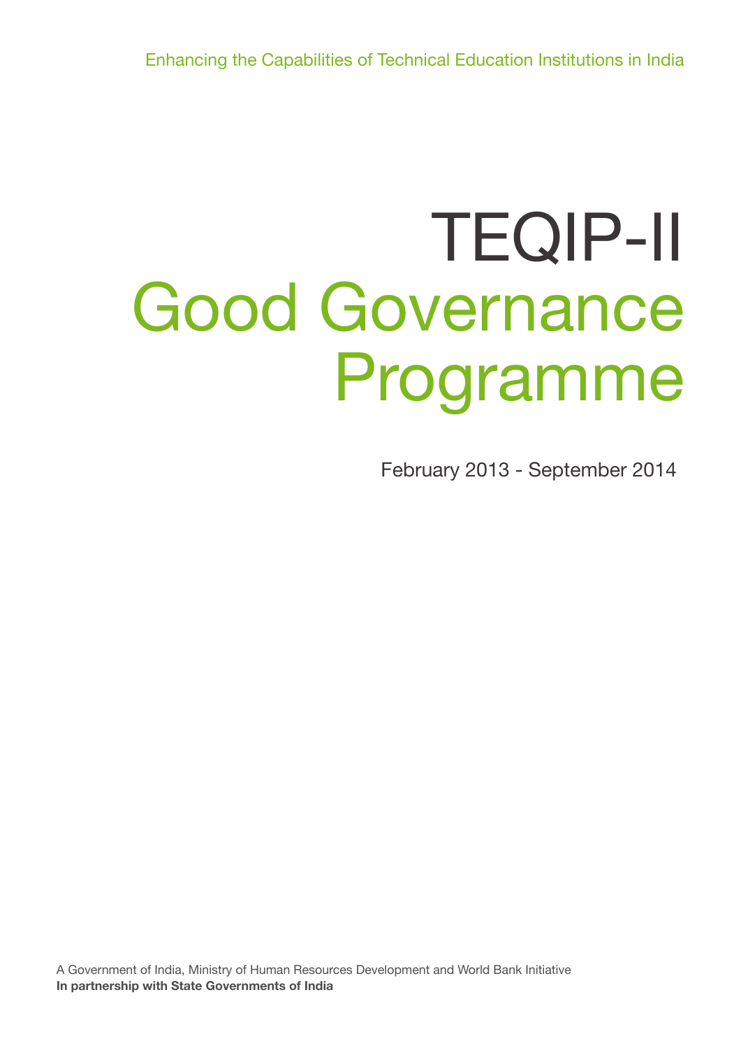Enhancing the Capabilities of Technical Education Institutions in India

# TEQIP-II
# Good Governance Programme

February 2013 - September 2014

A Government of India, Ministry of Human Resources Development and World Bank Initiative
**In partnership with State Governments of India**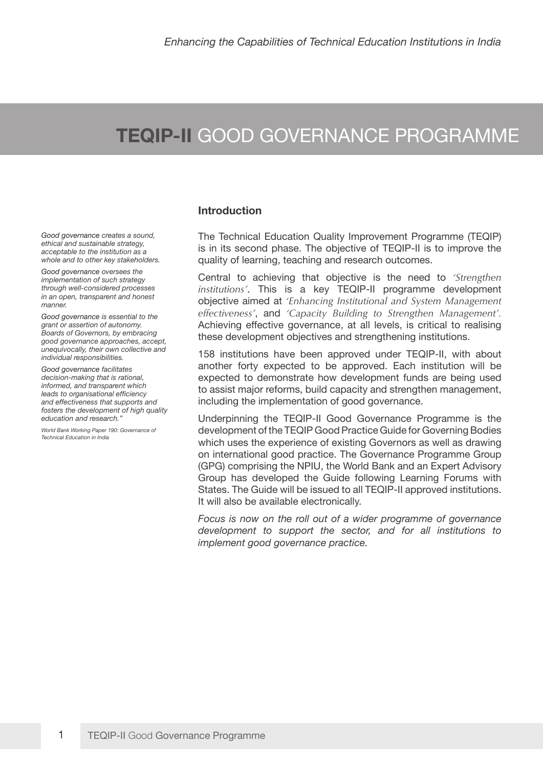# **TEQIP-II** GOOD GOVERNANCE PROGRAMME

## Introduction

The Technical Education Quality Improvement Programme (TEQIP) is in its second phase. The objective of TEQIP-II is to improve the quality of learning, teaching and research outcomes.

Central to achieving that objective is the need to *'Strengthen institutions'*. This is a key TEQIP-II programme development objective aimed at *'Enhancing Institutional and System Management effectiveness'*, and *'Capacity Building to Strengthen Management'*. Achieving effective governance, at all levels, is critical to realising these development objectives and strengthening institutions.

158 institutions have been approved under TEQIP-II, with about another forty expected to be approved. Each institution will be expected to demonstrate how development funds are being used to assist major reforms, build capacity and strengthen management, including the implementation of good governance.

Underpinning the TEQIP-II Good Governance Programme is the development of the TEQIP Good Practice Guide for Governing Bodies which uses the experience of existing Governors as well as drawing on international good practice. The Governance Programme Group (GPG) comprising the NPIU, the World Bank and an Expert Advisory Group has developed the Guide following Learning Forums with States. The Guide will be issued to all TEQIP-II approved institutions. It will also be available electronically.

*Focus is now on the roll out of a wider programme of governance development to support the sector, and for all institutions to implement good governance practice.*

*Good governance creates a sound, ethical and sustainable strategy, acceptable to the institution as a whole and to other key stakeholders.*

*Good governance oversees the implementation of such strategy through well-considered processes in an open, transparent and honest manner.*

*Good governance is essential to the grant or assertion of autonomy. Boards of Governors, by embracing good governance approaches, accept, unequivocally, their own collective and individual responsibilities.*

*Good governance facilitates decision-making that is rational, informed, and transparent which leads to organisational efficiency and effectiveness that supports and fosters the development of high quality education and research."*

*World Bank Working Paper 190: Governance of Technical Education in India*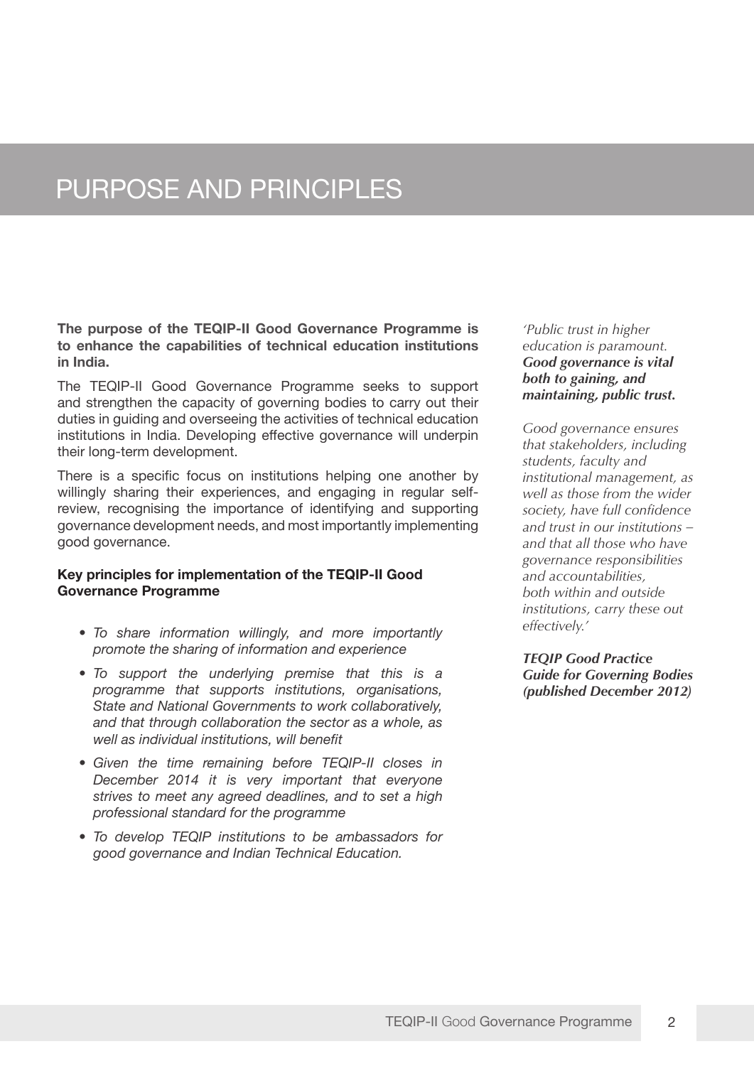# PURPOSE AND PRINCIPLES

**The purpose of the TEQIP-II Good Governance Programme is to enhance the capabilities of technical education institutions in India.**

The TEQIP-II Good Governance Programme seeks to support and strengthen the capacity of governing bodies to carry out their duties in guiding and overseeing the activities of technical education institutions in India. Developing effective governance will underpin their long-term development.

There is a specific focus on institutions helping one another by willingly sharing their experiences, and engaging in regular self-review, recognising the importance of identifying and supporting governance development needs, and most importantly implementing good governance.

### Key principles for implementation of the TEQIP-II Good Governance Programme

- *To share information willingly, and more importantly promote the sharing of information and experience*
- *To support the underlying premise that this is a programme that supports institutions, organisations, State and National Governments to work collaboratively, and that through collaboration the sector as a whole, as well as individual institutions, will benefit*
- *Given the time remaining before TEQIP-II closes in December 2014 it is very important that everyone strives to meet any agreed deadlines, and to set a high professional standard for the programme*
- *To develop TEQIP institutions to be ambassadors for good governance and Indian Technical Education.*

*'Public trust in higher education is paramount.* ***Good governance is vital both to gaining, and maintaining, public trust.***

*Good governance ensures that stakeholders, including students, faculty and institutional management, as well as those from the wider society, have full confidence and trust in our institutions – and that all those who have governance responsibilities and accountabilities, both within and outside institutions, carry these out effectively.'*

***TEQIP Good Practice Guide for Governing Bodies (published December 2012)***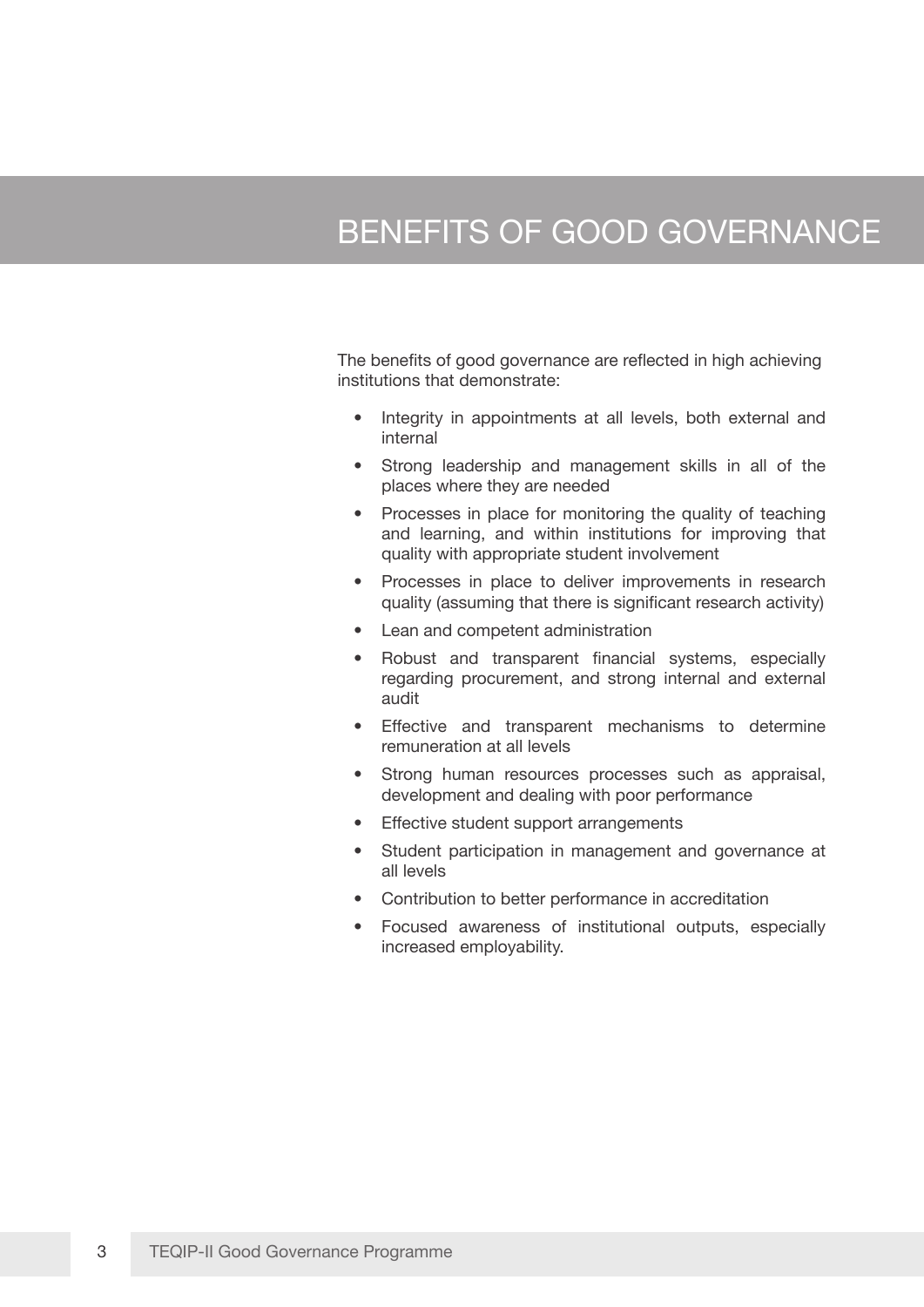# BENEFITS OF GOOD GOVERNANCE

The benefits of good governance are reflected in high achieving institutions that demonstrate:

- Integrity in appointments at all levels, both external and internal
- Strong leadership and management skills in all of the places where they are needed
- Processes in place for monitoring the quality of teaching and learning, and within institutions for improving that quality with appropriate student involvement
- Processes in place to deliver improvements in research quality (assuming that there is significant research activity)
- Lean and competent administration
- Robust and transparent financial systems, especially regarding procurement, and strong internal and external audit
- Effective and transparent mechanisms to determine remuneration at all levels
- Strong human resources processes such as appraisal, development and dealing with poor performance
- Effective student support arrangements
- Student participation in management and governance at all levels
- Contribution to better performance in accreditation
- Focused awareness of institutional outputs, especially increased employability.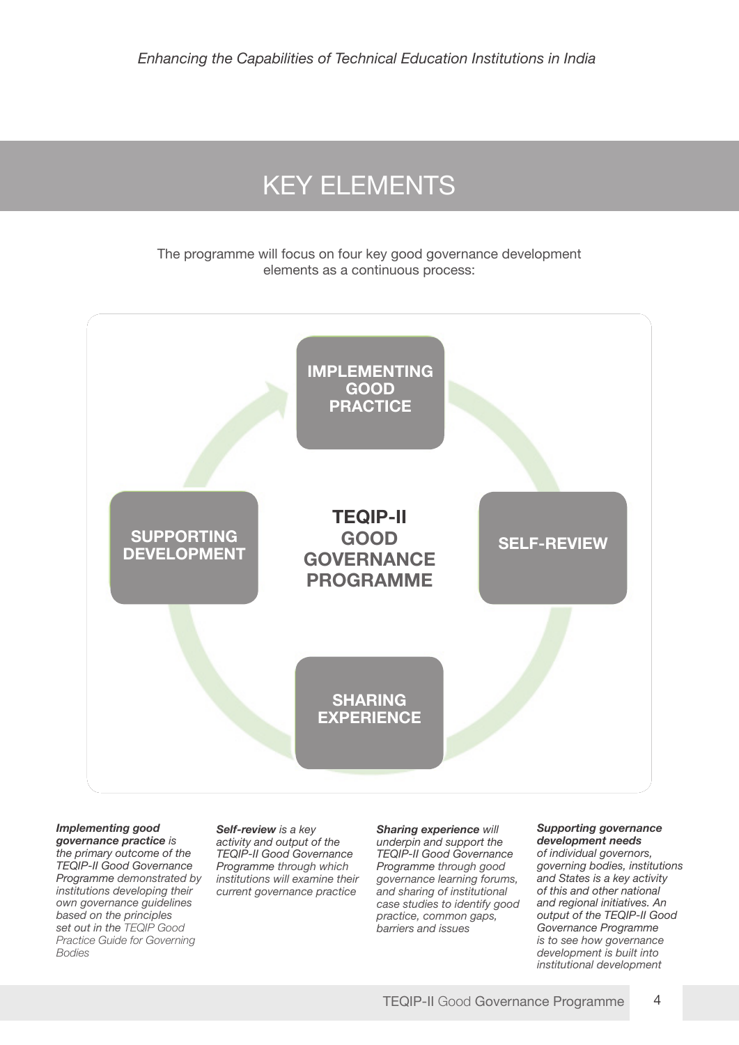# KEY ELEMENTS

The programme will focus on four key good governance development elements as a continuous process:

**IMPLEMENTING GOOD PRACTICE**

**SELF-REVIEW**

**SHARING EXPERIENCE**

**SUPPORTING DEVELOPMENT**

**TEQIP-II GOOD GOVERNANCE PROGRAMME**

***Implementing good governance practice*** *is the primary outcome of the TEQIP-II Good Governance Programme demonstrated by institutions developing their own governance guidelines based on the principles set out in the TEQIP Good Practice Guide for Governing Bodies*

***Self-review*** *is a key activity and output of the TEQIP-II Good Governance Programme through which institutions will examine their current governance practice*

***Sharing experience*** *will underpin and support the TEQIP-II Good Governance Programme through good governance learning forums, and sharing of institutional case studies to identify good practice, common gaps, barriers and issues*

***Supporting governance development needs*** *of individual governors, governing bodies, institutions and States is a key activity of this and other national and regional initiatives. An output of the TEQIP-II Good Governance Programme is to see how governance development is built into institutional development*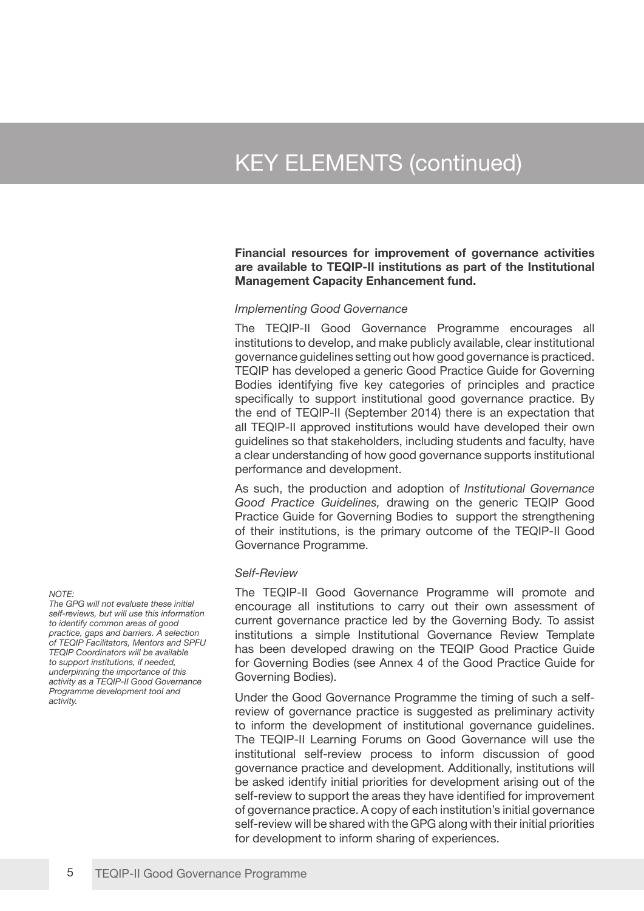# KEY ELEMENTS (continued)

**Financial resources for improvement of governance activities are available to TEQIP-II institutions as part of the Institutional Management Capacity Enhancement fund.**

*Implementing Good Governance*

The TEQIP-II Good Governance Programme encourages all institutions to develop, and make publicly available, clear institutional governance guidelines setting out how good governance is practiced. TEQIP has developed a generic Good Practice Guide for Governing Bodies identifying five key categories of principles and practice specifically to support institutional good governance practice. By the end of TEQIP-II (September 2014) there is an expectation that all TEQIP-II approved institutions would have developed their own guidelines so that stakeholders, including students and faculty, have a clear understanding of how good governance supports institutional performance and development.

As such, the production and adoption of *Institutional Governance Good Practice Guidelines,* drawing on the generic TEQIP Good Practice Guide for Governing Bodies to support the strengthening of their institutions, is the primary outcome of the TEQIP-II Good Governance Programme.

*Self-Review*

The TEQIP-II Good Governance Programme will promote and encourage all institutions to carry out their own assessment of current governance practice led by the Governing Body. To assist institutions a simple Institutional Governance Review Template has been developed drawing on the TEQIP Good Practice Guide for Governing Bodies (see Annex 4 of the Good Practice Guide for Governing Bodies).

*NOTE:*
*The GPG will not evaluate these initial self-reviews, but will use this information to identify common areas of good practice, gaps and barriers. A selection of TEQIP Facilitators, Mentors and SPFU TEQIP Coordinators will be available to support institutions, if needed, underpinning the importance of this activity as a TEQIP-II Good Governance Programme development tool and activity.*

Under the Good Governance Programme the timing of such a self-review of governance practice is suggested as preliminary activity to inform the development of institutional governance guidelines. The TEQIP-II Learning Forums on Good Governance will use the institutional self-review process to inform discussion of good governance practice and development. Additionally, institutions will be asked identify initial priorities for development arising out of the self-review to support the areas they have identified for improvement of governance practice. A copy of each institution's initial governance self-review will be shared with the GPG along with their initial priorities for development to inform sharing of experiences.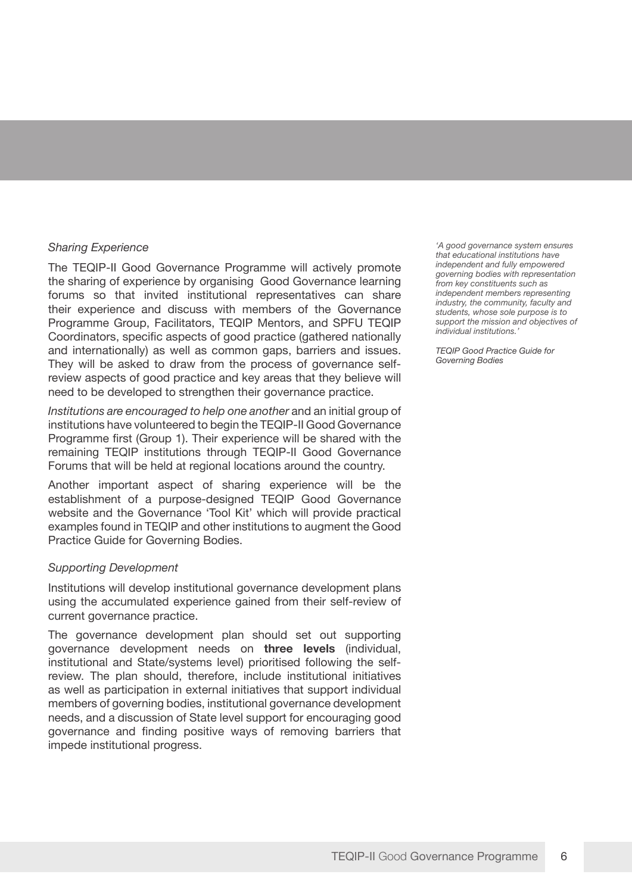*Sharing Experience*

The TEQIP-II Good Governance Programme will actively promote the sharing of experience by organising Good Governance learning forums so that invited institutional representatives can share their experience and discuss with members of the Governance Programme Group, Facilitators, TEQIP Mentors, and SPFU TEQIP Coordinators, specific aspects of good practice (gathered nationally and internationally) as well as common gaps, barriers and issues. They will be asked to draw from the process of governance self-review aspects of good practice and key areas that they believe will need to be developed to strengthen their governance practice.

*Institutions are encouraged to help one another* and an initial group of institutions have volunteered to begin the TEQIP-II Good Governance Programme first (Group 1). Their experience will be shared with the remaining TEQIP institutions through TEQIP-II Good Governance Forums that will be held at regional locations around the country.

Another important aspect of sharing experience will be the establishment of a purpose-designed TEQIP Good Governance website and the Governance 'Tool Kit' which will provide practical examples found in TEQIP and other institutions to augment the Good Practice Guide for Governing Bodies.

*'A good governance system ensures that educational institutions have independent and fully empowered governing bodies with representation from key constituents such as independent members representing industry, the community, faculty and students, whose sole purpose is to support the mission and objectives of individual institutions.'*

*TEQIP Good Practice Guide for Governing Bodies*

*Supporting Development*

Institutions will develop institutional governance development plans using the accumulated experience gained from their self-review of current governance practice.

The governance development plan should set out supporting governance development needs on **three levels** (individual, institutional and State/systems level) prioritised following the self-review. The plan should, therefore, include institutional initiatives as well as participation in external initiatives that support individual members of governing bodies, institutional governance development needs, and a discussion of State level support for encouraging good governance and finding positive ways of removing barriers that impede institutional progress.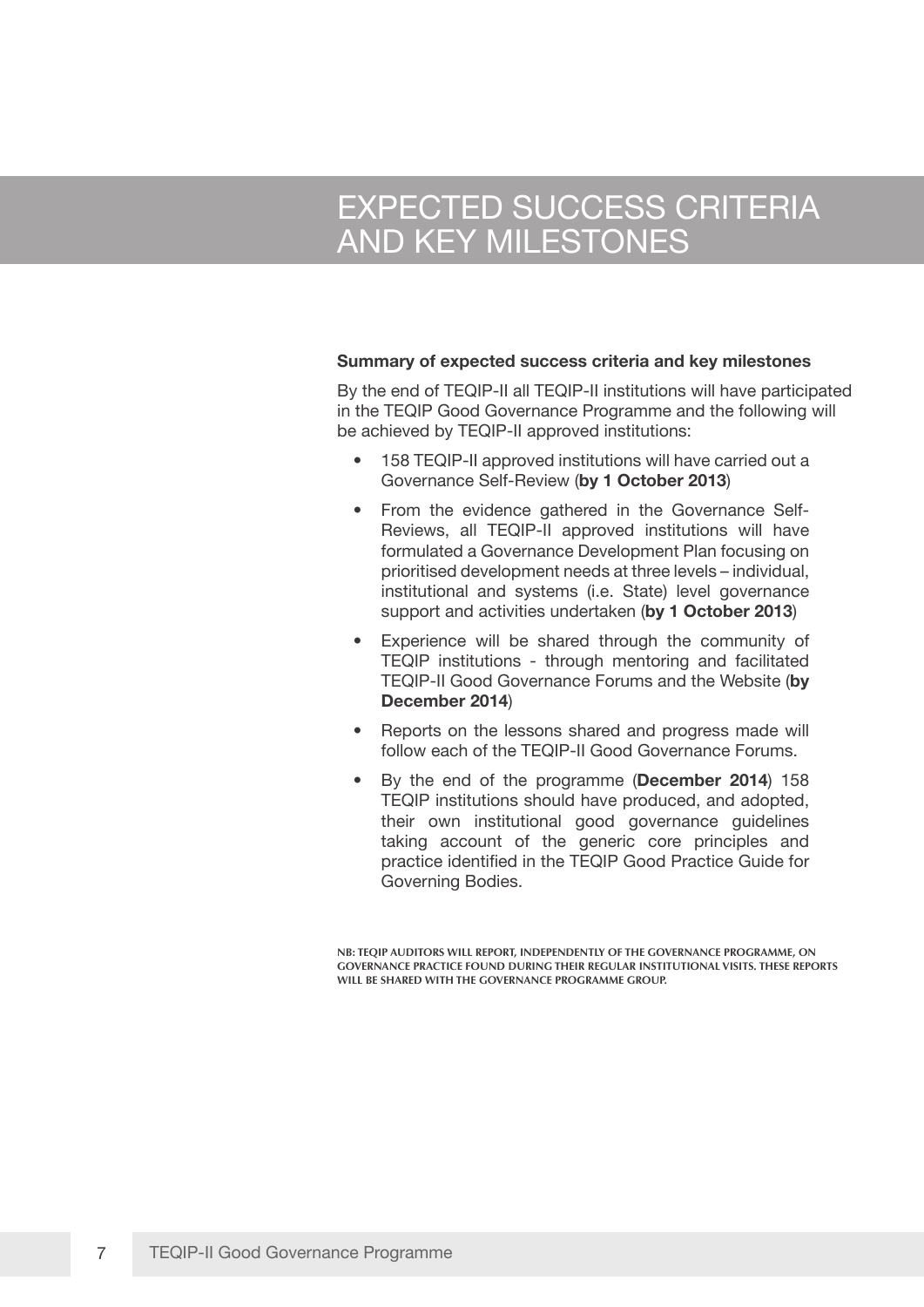# EXPECTED SUCCESS CRITERIA AND KEY MILESTONES

**Summary of expected success criteria and key milestones**

By the end of TEQIP-II all TEQIP-II institutions will have participated in the TEQIP Good Governance Programme and the following will be achieved by TEQIP-II approved institutions:

- 158 TEQIP-II approved institutions will have carried out a Governance Self-Review (**by 1 October 2013**)
- From the evidence gathered in the Governance Self-Reviews, all TEQIP-II approved institutions will have formulated a Governance Development Plan focusing on prioritised development needs at three levels – individual, institutional and systems (i.e. State) level governance support and activities undertaken (**by 1 October 2013**)
- Experience will be shared through the community of TEQIP institutions - through mentoring and facilitated TEQIP-II Good Governance Forums and the Website (**by December 2014**)
- Reports on the lessons shared and progress made will follow each of the TEQIP-II Good Governance Forums.
- By the end of the programme (**December 2014**) 158 TEQIP institutions should have produced, and adopted, their own institutional good governance guidelines taking account of the generic core principles and practice identified in the TEQIP Good Practice Guide for Governing Bodies.

NB: TEQIP AUDITORS WILL REPORT, INDEPENDENTLY OF THE GOVERNANCE PROGRAMME, ON GOVERNANCE PRACTICE FOUND DURING THEIR REGULAR INSTITUTIONAL VISITS. THESE REPORTS WILL BE SHARED WITH THE GOVERNANCE PROGRAMME GROUP.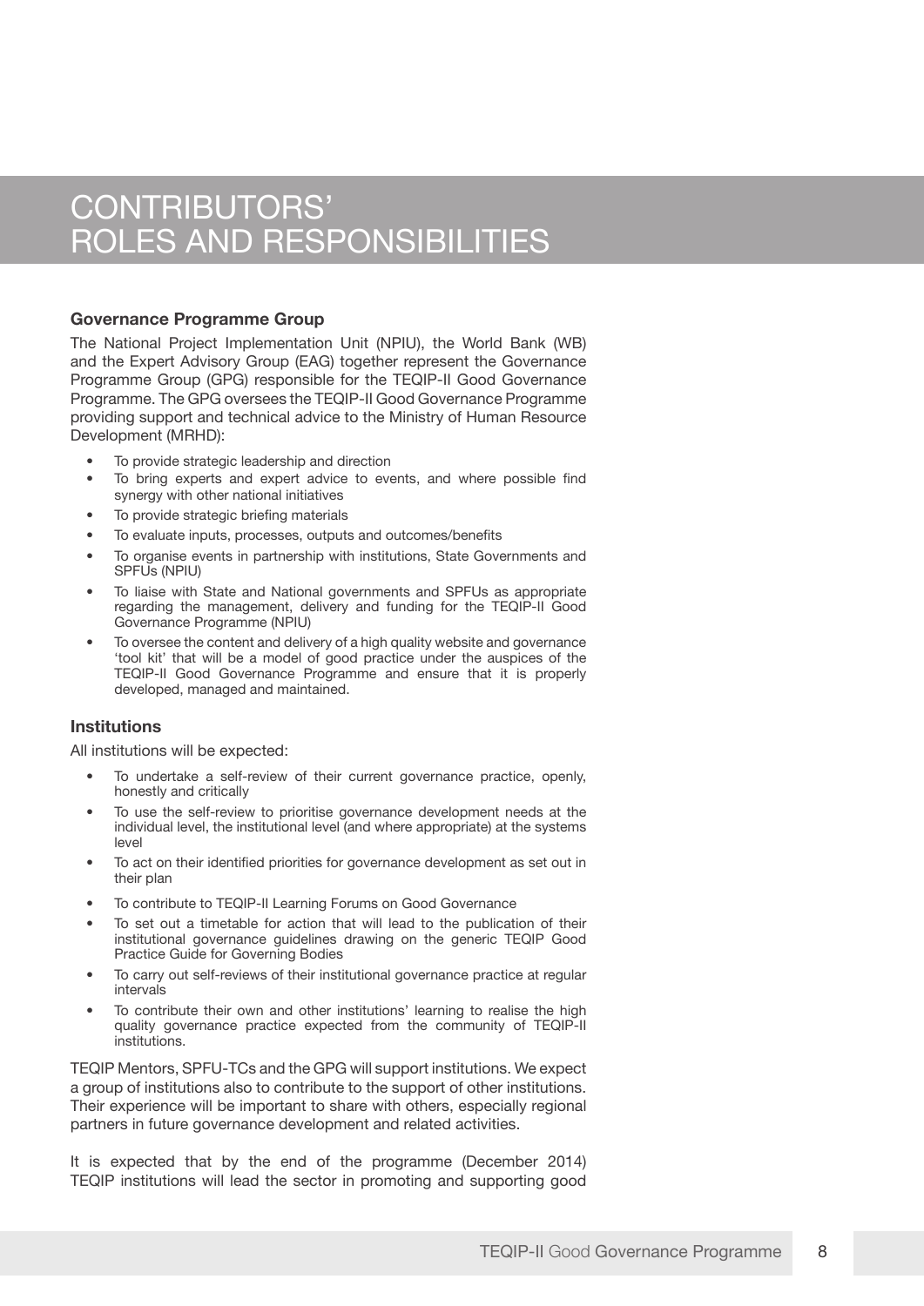# CONTRIBUTORS' ROLES AND RESPONSIBILITIES

### Governance Programme Group

The National Project Implementation Unit (NPIU), the World Bank (WB) and the Expert Advisory Group (EAG) together represent the Governance Programme Group (GPG) responsible for the TEQIP-II Good Governance Programme. The GPG oversees the TEQIP-II Good Governance Programme providing support and technical advice to the Ministry of Human Resource Development (MRHD):

- To provide strategic leadership and direction
- To bring experts and expert advice to events, and where possible find synergy with other national initiatives
- To provide strategic briefing materials
- To evaluate inputs, processes, outputs and outcomes/benefits
- To organise events in partnership with institutions, State Governments and SPFUs (NPIU)
- To liaise with State and National governments and SPFUs as appropriate regarding the management, delivery and funding for the TEQIP-II Good Governance Programme (NPIU)
- To oversee the content and delivery of a high quality website and governance 'tool kit' that will be a model of good practice under the auspices of the TEQIP-II Good Governance Programme and ensure that it is properly developed, managed and maintained.

### Institutions

All institutions will be expected:

- To undertake a self-review of their current governance practice, openly, honestly and critically
- To use the self-review to prioritise governance development needs at the individual level, the institutional level (and where appropriate) at the systems level
- To act on their identified priorities for governance development as set out in their plan
- To contribute to TEQIP-II Learning Forums on Good Governance
- To set out a timetable for action that will lead to the publication of their institutional governance guidelines drawing on the generic TEQIP Good Practice Guide for Governing Bodies
- To carry out self-reviews of their institutional governance practice at regular intervals
- To contribute their own and other institutions' learning to realise the high quality governance practice expected from the community of TEQIP-II institutions.

TEQIP Mentors, SPFU-TCs and the GPG will support institutions. We expect a group of institutions also to contribute to the support of other institutions. Their experience will be important to share with others, especially regional partners in future governance development and related activities.

It is expected that by the end of the programme (December 2014) TEQIP institutions will lead the sector in promoting and supporting good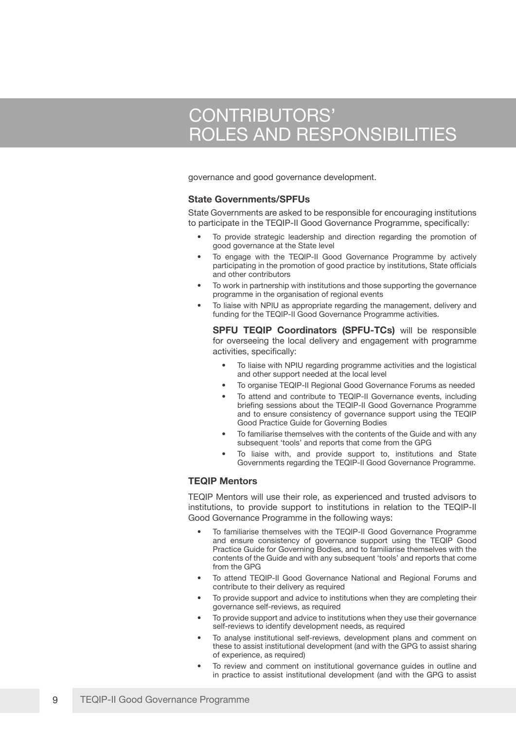# CONTRIBUTORS' ROLES AND RESPONSIBILITIES

governance and good governance development.

### State Governments/SPFUs

State Governments are asked to be responsible for encouraging institutions to participate in the TEQIP-II Good Governance Programme, specifically:

- To provide strategic leadership and direction regarding the promotion of good governance at the State level
- To engage with the TEQIP-II Good Governance Programme by actively participating in the promotion of good practice by institutions, State officials and other contributors
- To work in partnership with institutions and those supporting the governance programme in the organisation of regional events
- To liaise with NPIU as appropriate regarding the management, delivery and funding for the TEQIP-II Good Governance Programme activities.

**SPFU TEQIP Coordinators (SPFU-TCs)** will be responsible for overseeing the local delivery and engagement with programme activities, specifically:

- To liaise with NPIU regarding programme activities and the logistical and other support needed at the local level
- To organise TEQIP-II Regional Good Governance Forums as needed
- To attend and contribute to TEQIP-II Governance events, including briefing sessions about the TEQIP-II Good Governance Programme and to ensure consistency of governance support using the TEQIP Good Practice Guide for Governing Bodies
- To familiarise themselves with the contents of the Guide and with any subsequent 'tools' and reports that come from the GPG
- To liaise with, and provide support to, institutions and State Governments regarding the TEQIP-II Good Governance Programme.

### TEQIP Mentors

TEQIP Mentors will use their role, as experienced and trusted advisors to institutions, to provide support to institutions in relation to the TEQIP-II Good Governance Programme in the following ways:

- To familiarise themselves with the TEQIP-II Good Governance Programme and ensure consistency of governance support using the TEQIP Good Practice Guide for Governing Bodies, and to familiarise themselves with the contents of the Guide and with any subsequent 'tools' and reports that come from the GPG
- To attend TEQIP-II Good Governance National and Regional Forums and contribute to their delivery as required
- To provide support and advice to institutions when they are completing their governance self-reviews, as required
- To provide support and advice to institutions when they use their governance self-reviews to identify development needs, as required
- To analyse institutional self-reviews, development plans and comment on these to assist institutional development (and with the GPG to assist sharing of experience, as required)
- To review and comment on institutional governance guides in outline and in practice to assist institutional development (and with the GPG to assist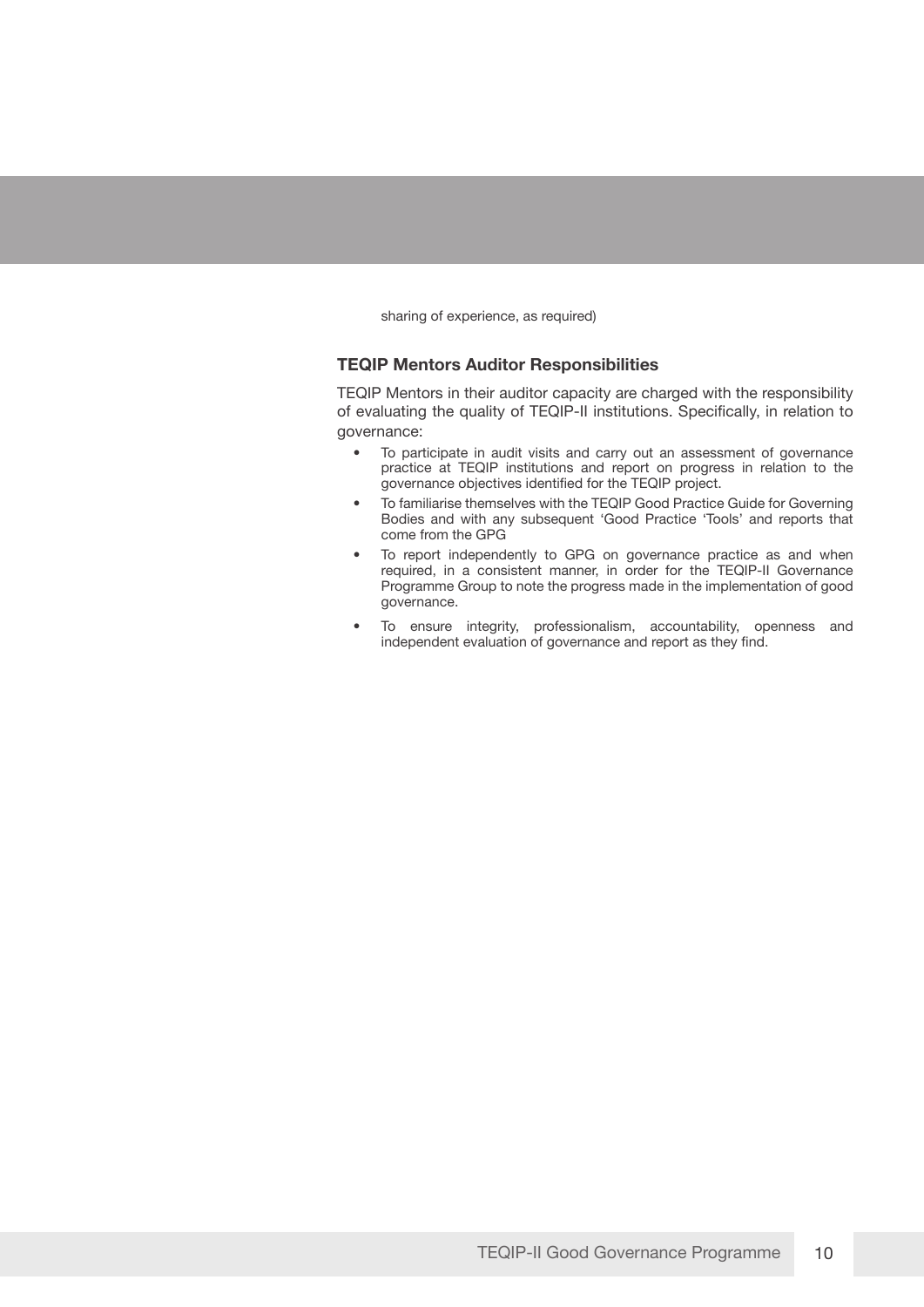sharing of experience, as required)

### TEQIP Mentors Auditor Responsibilities

TEQIP Mentors in their auditor capacity are charged with the responsibility of evaluating the quality of TEQIP-II institutions. Specifically, in relation to governance:

- To participate in audit visits and carry out an assessment of governance practice at TEQIP institutions and report on progress in relation to the governance objectives identified for the TEQIP project.
- To familiarise themselves with the TEQIP Good Practice Guide for Governing Bodies and with any subsequent 'Good Practice 'Tools' and reports that come from the GPG
- To report independently to GPG on governance practice as and when required, in a consistent manner, in order for the TEQIP-II Governance Programme Group to note the progress made in the implementation of good governance.
- To ensure integrity, professionalism, accountability, openness and independent evaluation of governance and report as they find.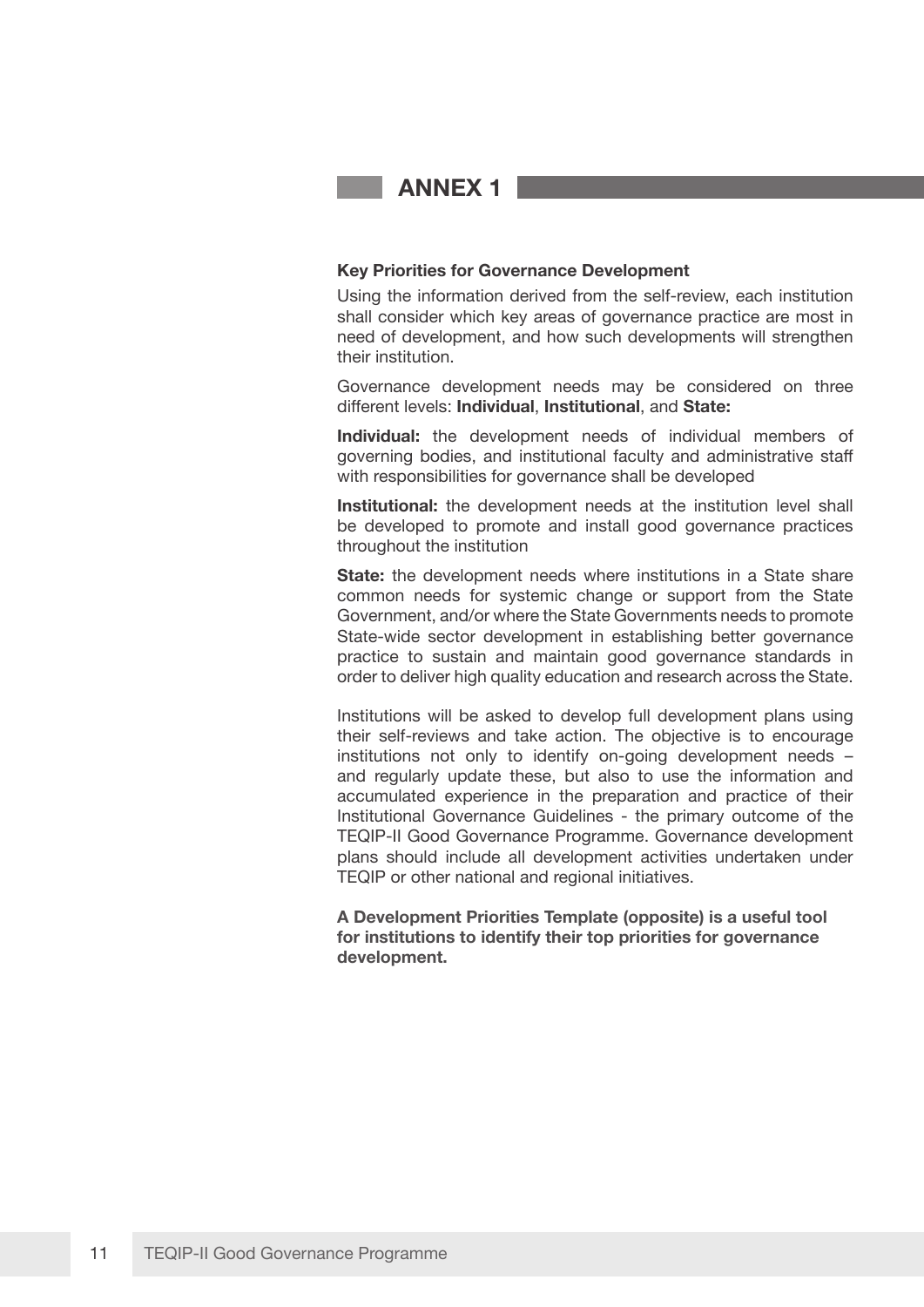# ANNEX 1

**Key Priorities for Governance Development**

Using the information derived from the self-review, each institution shall consider which key areas of governance practice are most in need of development, and how such developments will strengthen their institution.

Governance development needs may be considered on three different levels: **Individual**, **Institutional**, and **State:**

**Individual:** the development needs of individual members of governing bodies, and institutional faculty and administrative staff with responsibilities for governance shall be developed

**Institutional:** the development needs at the institution level shall be developed to promote and install good governance practices throughout the institution

**State:** the development needs where institutions in a State share common needs for systemic change or support from the State Government, and/or where the State Governments needs to promote State-wide sector development in establishing better governance practice to sustain and maintain good governance standards in order to deliver high quality education and research across the State.

Institutions will be asked to develop full development plans using their self-reviews and take action. The objective is to encourage institutions not only to identify on-going development needs – and regularly update these, but also to use the information and accumulated experience in the preparation and practice of their Institutional Governance Guidelines - the primary outcome of the TEQIP-II Good Governance Programme. Governance development plans should include all development activities undertaken under TEQIP or other national and regional initiatives.

**A Development Priorities Template (opposite) is a useful tool for institutions to identify their top priorities for governance development.**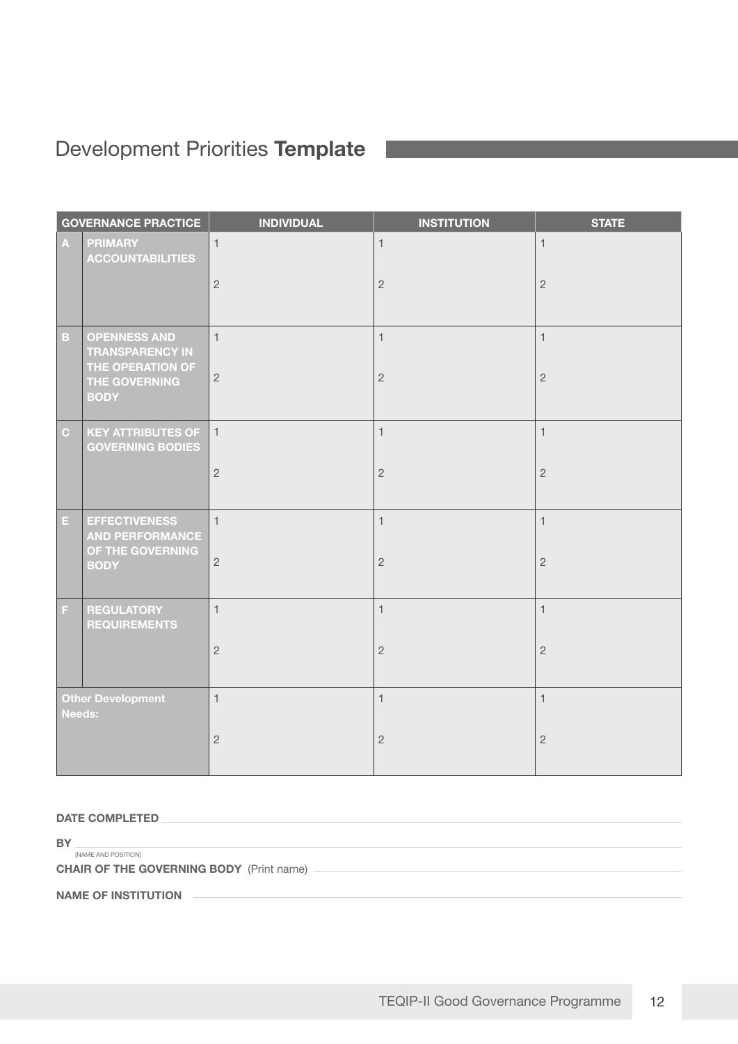# Development Priorities **Template**

| GOVERNANCE PRACTICE | | INDIVIDUAL | INSTITUTION | STATE |
|---|---|---|---|---|
| A | PRIMARY ACCOUNTABILITIES | 1<br><br>2 | 1<br><br>2 | 1<br><br>2 |
| B | OPENNESS AND TRANSPARENCY IN THE OPERATION OF THE GOVERNING BODY | 1<br><br>2 | 1<br><br>2 | 1<br><br>2 |
| C | KEY ATTRIBUTES OF GOVERNING BODIES | 1<br><br>2 | 1<br><br>2 | 1<br><br>2 |
| E | EFFECTIVENESS AND PERFORMANCE OF THE GOVERNING BODY | 1<br><br>2 | 1<br><br>2 | 1<br><br>2 |
| F | REGULATORY REQUIREMENTS | 1<br><br>2 | 1<br><br>2 | 1<br><br>2 |
| Other Development Needs: | | 1<br><br>2 | 1<br><br>2 | 1<br><br>2 |

**DATE COMPLETED** ______________________________

**BY** ______________________________
[NAME AND POSITION]

**CHAIR OF THE GOVERNING BODY** (Print name) ______________________________

**NAME OF INSTITUTION** ______________________________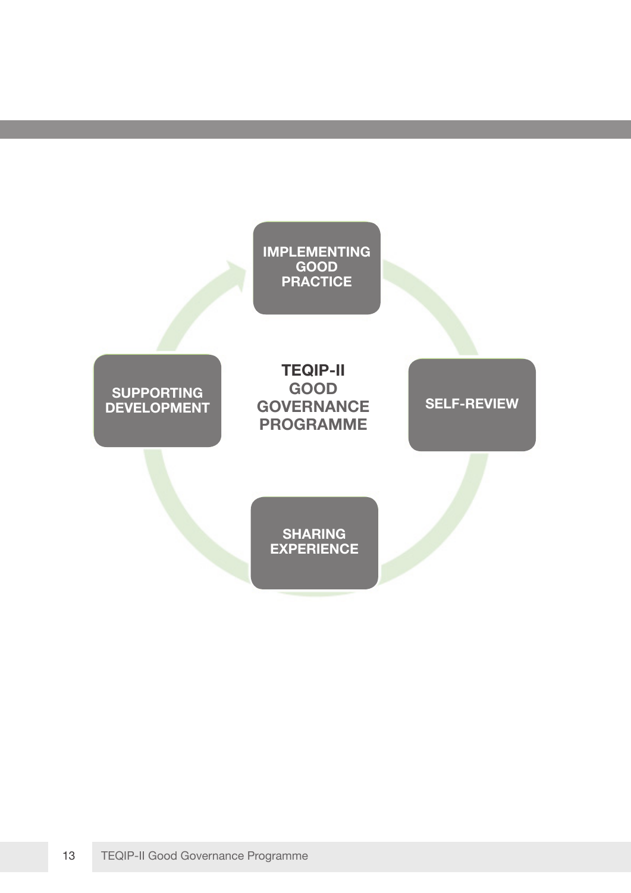**TEQIP-II GOOD GOVERNANCE PROGRAMME**

- IMPLEMENTING GOOD PRACTICE
- SELF-REVIEW
- SHARING EXPERIENCE
- SUPPORTING DEVELOPMENT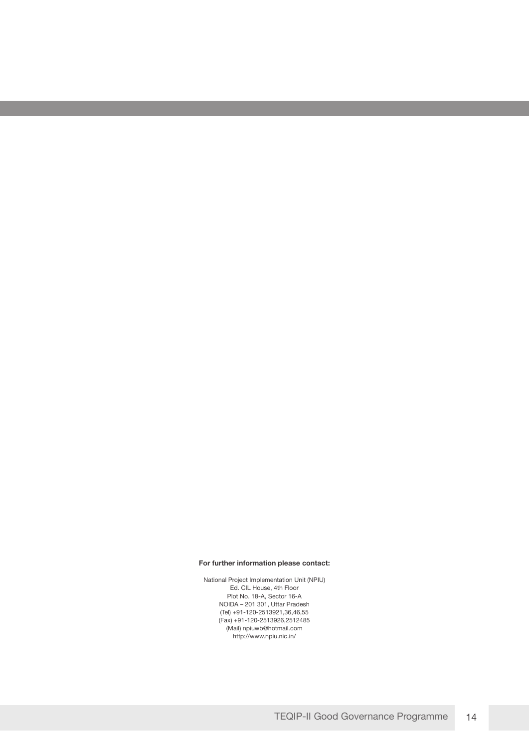**For further information please contact:**

National Project Implementation Unit (NPIU)
Ed. CIL House, 4th Floor
Plot No. 18-A, Sector 16-A
NOIDA – 201 301, Uttar Pradesh
(Tel) +91-120-2513921,36,46,55
(Fax) +91-120-2513926,2512485
(Mail) npiuwb@hotmail.com
http://www.npiu.nic.in/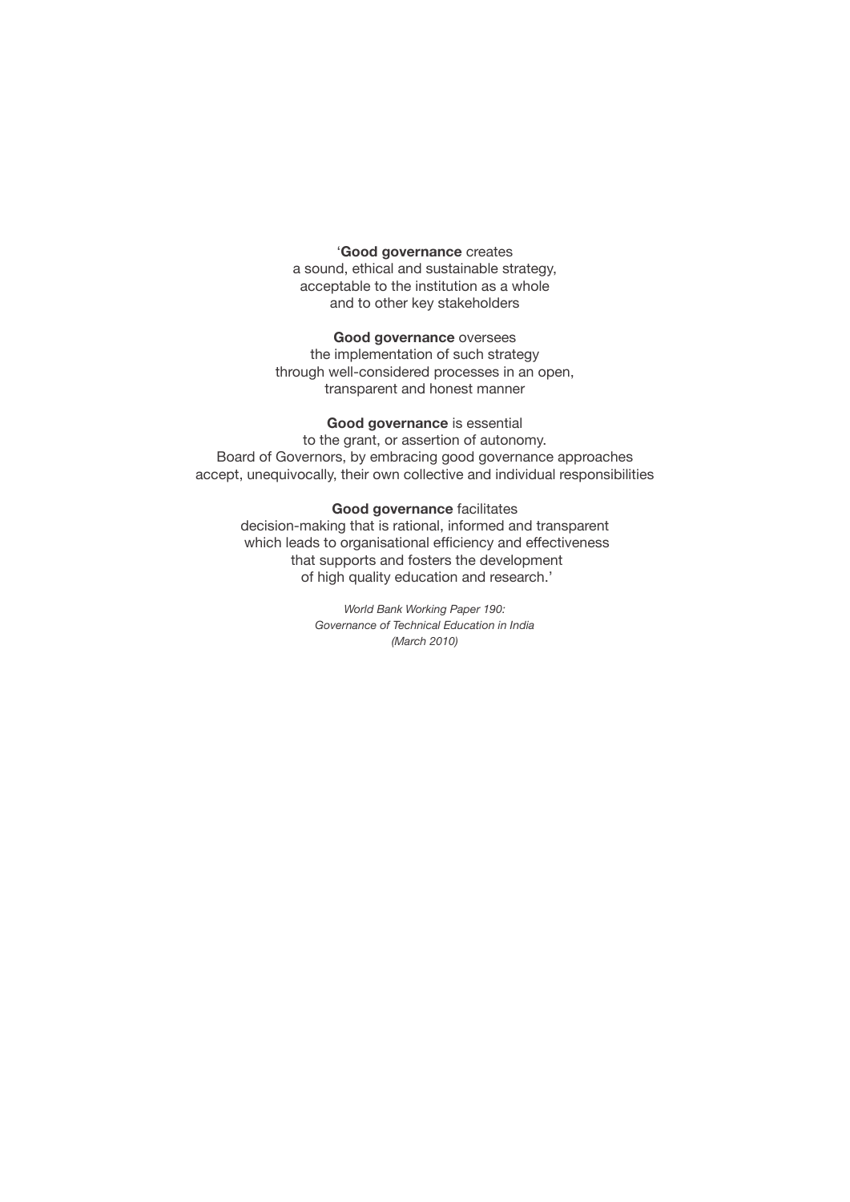'**Good governance** creates
a sound, ethical and sustainable strategy,
acceptable to the institution as a whole
and to other key stakeholders

**Good governance** oversees
the implementation of such strategy
through well-considered processes in an open,
transparent and honest manner

**Good governance** is essential
to the grant, or assertion of autonomy.
Board of Governors, by embracing good governance approaches
accept, unequivocally, their own collective and individual responsibilities

**Good governance** facilitates
decision-making that is rational, informed and transparent
which leads to organisational efficiency and effectiveness
that supports and fosters the development
of high quality education and research.'

*World Bank Working Paper 190:*
*Governance of Technical Education in India*
*(March 2010)*